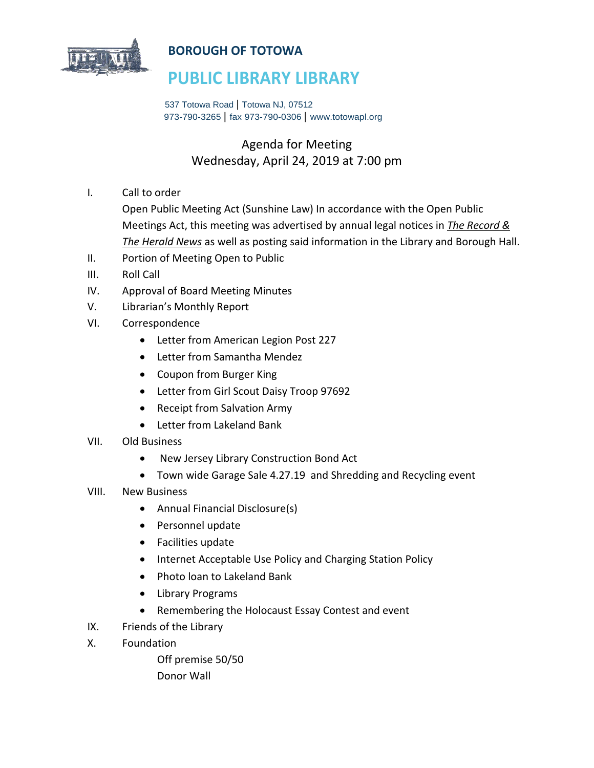# BOROUGH OF TOTOWA

# PUBLIC LIBRARY LIBRARY

537 Totowa Road | Totowa NJ, 07512
973-790-3265 | fax 973-790-0306 | www.totowapl.org

## Agenda for Meeting
## Wednesday, April 24, 2019 at 7:00 pm

I. Call to order

   Open Public Meeting Act (Sunshine Law) In accordance with the Open Public Meetings Act, this meeting was advertised by annual legal notices in ***The Record & The Herald News*** as well as posting said information in the Library and Borough Hall.

II. Portion of Meeting Open to Public

III. Roll Call

IV. Approval of Board Meeting Minutes

V. Librarian's Monthly Report

VI. Correspondence
   - Letter from American Legion Post 227
   - Letter from Samantha Mendez
   - Coupon from Burger King
   - Letter from Girl Scout Daisy Troop 97692
   - Receipt from Salvation Army
   - Letter from Lakeland Bank

VII. Old Business
   - New Jersey Library Construction Bond Act
   - Town wide Garage Sale 4.27.19 and Shredding and Recycling event

VIII. New Business
   - Annual Financial Disclosure(s)
   - Personnel update
   - Facilities update
   - Internet Acceptable Use Policy and Charging Station Policy
   - Photo loan to Lakeland Bank
   - Library Programs
   - Remembering the Holocaust Essay Contest and event

IX. Friends of the Library

X. Foundation

   Off premise 50/50

   Donor Wall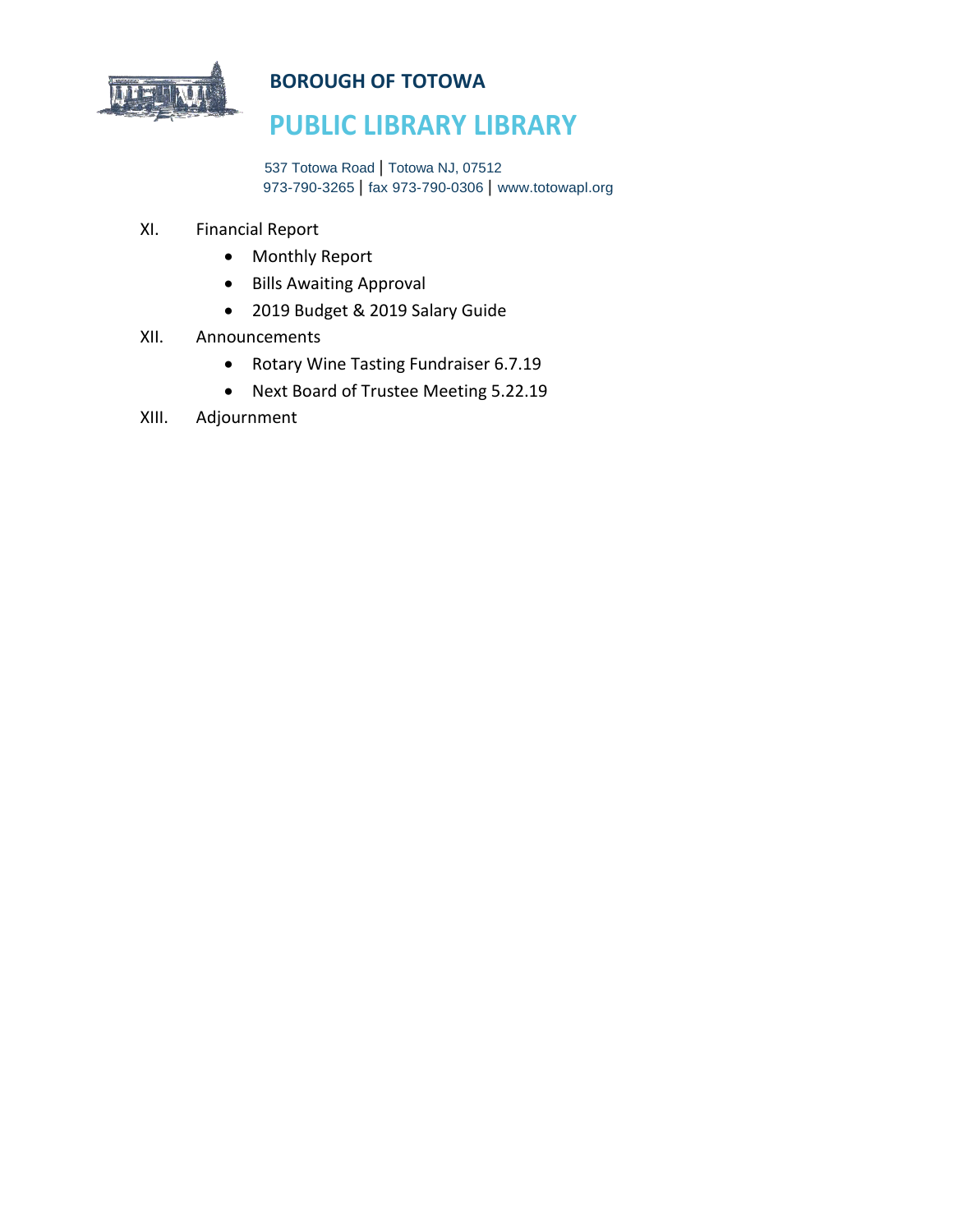**BOROUGH OF TOTOWA**

# PUBLIC LIBRARY LIBRARY

537 Totowa Road | Totowa NJ, 07512
973-790-3265 | fax 973-790-0306 | www.totowapl.org

XI. Financial Report
- Monthly Report
- Bills Awaiting Approval
- 2019 Budget & 2019 Salary Guide

XII. Announcements
- Rotary Wine Tasting Fundraiser 6.7.19
- Next Board of Trustee Meeting 5.22.19

XIII. Adjournment